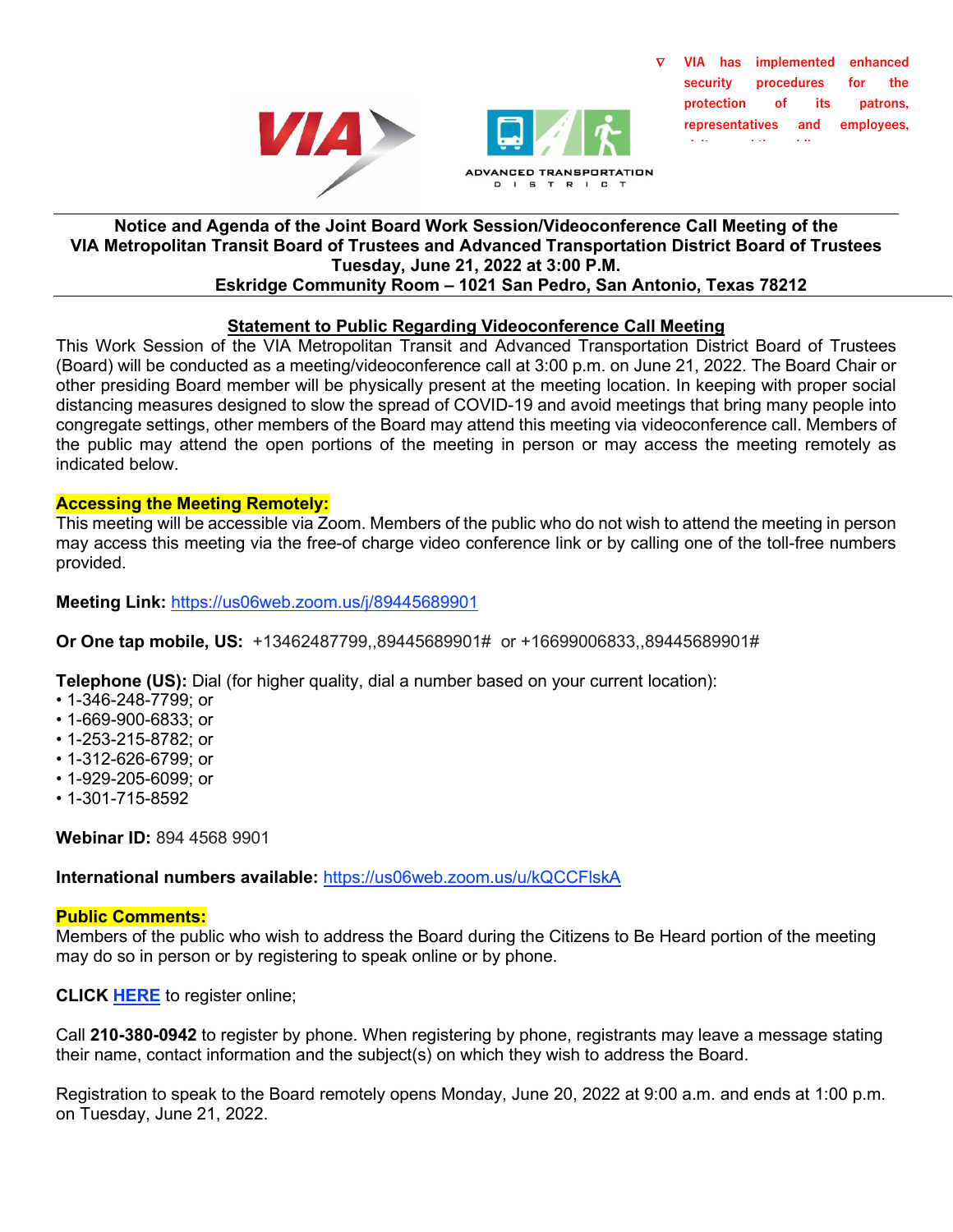VIA has implemented enhanced security procedures for the protection of its patrons, representatives and employees,

ADVANCED TRANSPORTATION DISTRICT

**Notice and Agenda of the Joint Board Work Session/Videoconference Call Meeting of the VIA Metropolitan Transit Board of Trustees and Advanced Transportation District Board of Trustees**
**Tuesday, June 21, 2022 at 3:00 P.M.**
**Eskridge Community Room – 1021 San Pedro, San Antonio, Texas 78212**

## Statement to Public Regarding Videoconference Call Meeting

This Work Session of the VIA Metropolitan Transit and Advanced Transportation District Board of Trustees (Board) will be conducted as a meeting/videoconference call at 3:00 p.m. on June 21, 2022. The Board Chair or other presiding Board member will be physically present at the meeting location. In keeping with proper social distancing measures designed to slow the spread of COVID-19 and avoid meetings that bring many people into congregate settings, other members of the Board may attend this meeting via videoconference call. Members of the public may attend the open portions of the meeting in person or may access the meeting remotely as indicated below.

**Accessing the Meeting Remotely:**

This meeting will be accessible via Zoom. Members of the public who do not wish to attend the meeting in person may access this meeting via the free-of charge video conference link or by calling one of the toll-free numbers provided.

**Meeting Link:** https://us06web.zoom.us/j/89445689901

**Or One tap mobile, US:** +13462487799,,89445689901# or +16699006833,,89445689901#

**Telephone (US):** Dial (for higher quality, dial a number based on your current location):

- 1-346-248-7799; or
- 1-669-900-6833; or
- 1-253-215-8782; or
- 1-312-626-6799; or
- 1-929-205-6099; or
- 1-301-715-8592

**Webinar ID:** 894 4568 9901

**International numbers available:** https://us06web.zoom.us/u/kQCCFlskA

**Public Comments:**

Members of the public who wish to address the Board during the Citizens to Be Heard portion of the meeting may do so in person or by registering to speak online or by phone.

**CLICK HERE** to register online;

Call **210-380-0942** to register by phone. When registering by phone, registrants may leave a message stating their name, contact information and the subject(s) on which they wish to address the Board.

Registration to speak to the Board remotely opens Monday, June 20, 2022 at 9:00 a.m. and ends at 1:00 p.m. on Tuesday, June 21, 2022.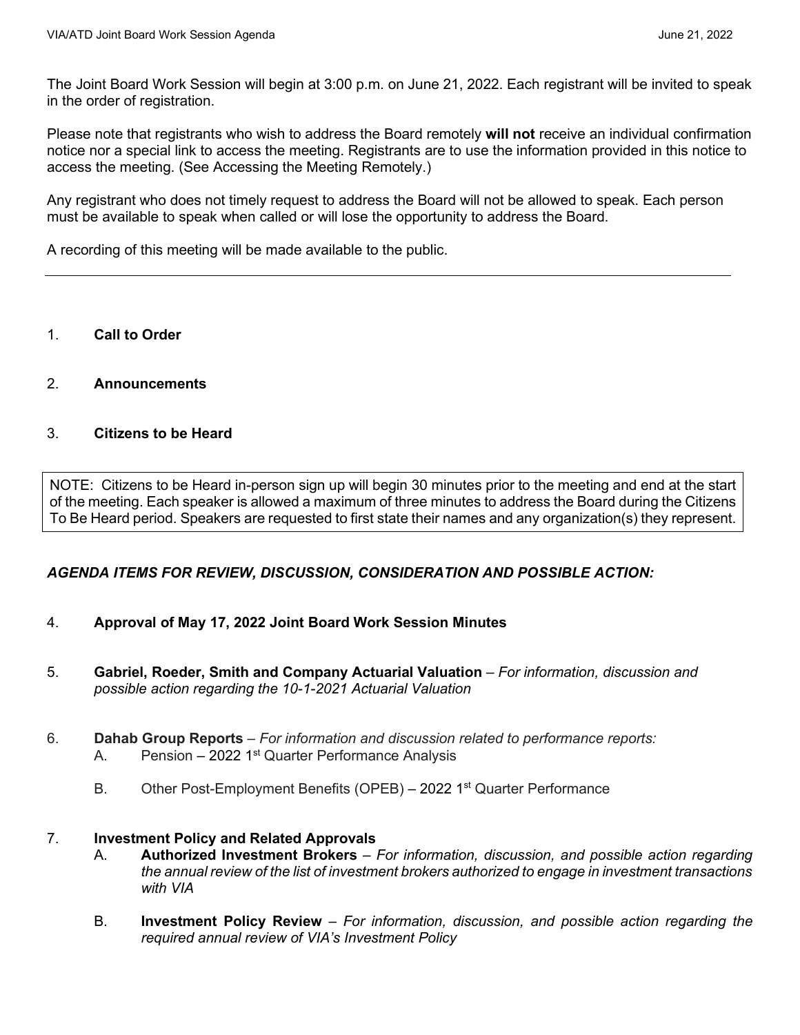The Joint Board Work Session will begin at 3:00 p.m. on June 21, 2022. Each registrant will be invited to speak in the order of registration.

Please note that registrants who wish to address the Board remotely **will not** receive an individual confirmation notice nor a special link to access the meeting. Registrants are to use the information provided in this notice to access the meeting. (See Accessing the Meeting Remotely.)

Any registrant who does not timely request to address the Board will not be allowed to speak. Each person must be available to speak when called or will lose the opportunity to address the Board.

A recording of this meeting will be made available to the public.

---

1. **Call to Order**

2. **Announcements**

3. **Citizens to be Heard**

> NOTE: Citizens to be Heard in-person sign up will begin 30 minutes prior to the meeting and end at the start of the meeting. Each speaker is allowed a maximum of three minutes to address the Board during the Citizens To Be Heard period. Speakers are requested to first state their names and any organization(s) they represent.

***AGENDA ITEMS FOR REVIEW, DISCUSSION, CONSIDERATION AND POSSIBLE ACTION:***

4. **Approval of May 17, 2022 Joint Board Work Session Minutes**

5. **Gabriel, Roeder, Smith and Company Actuarial Valuation** – *For information, discussion and possible action regarding the 10-1-2021 Actuarial Valuation*

6. **Dahab Group Reports** – *For information and discussion related to performance reports:*
   - A. Pension – 2022 1st Quarter Performance Analysis
   - B. Other Post-Employment Benefits (OPEB) – 2022 1st Quarter Performance

7. **Investment Policy and Related Approvals**
   - A. **Authorized Investment Brokers** – *For information, discussion, and possible action regarding the annual review of the list of investment brokers authorized to engage in investment transactions with VIA*
   - B. **Investment Policy Review** – *For information, discussion, and possible action regarding the required annual review of VIA's Investment Policy*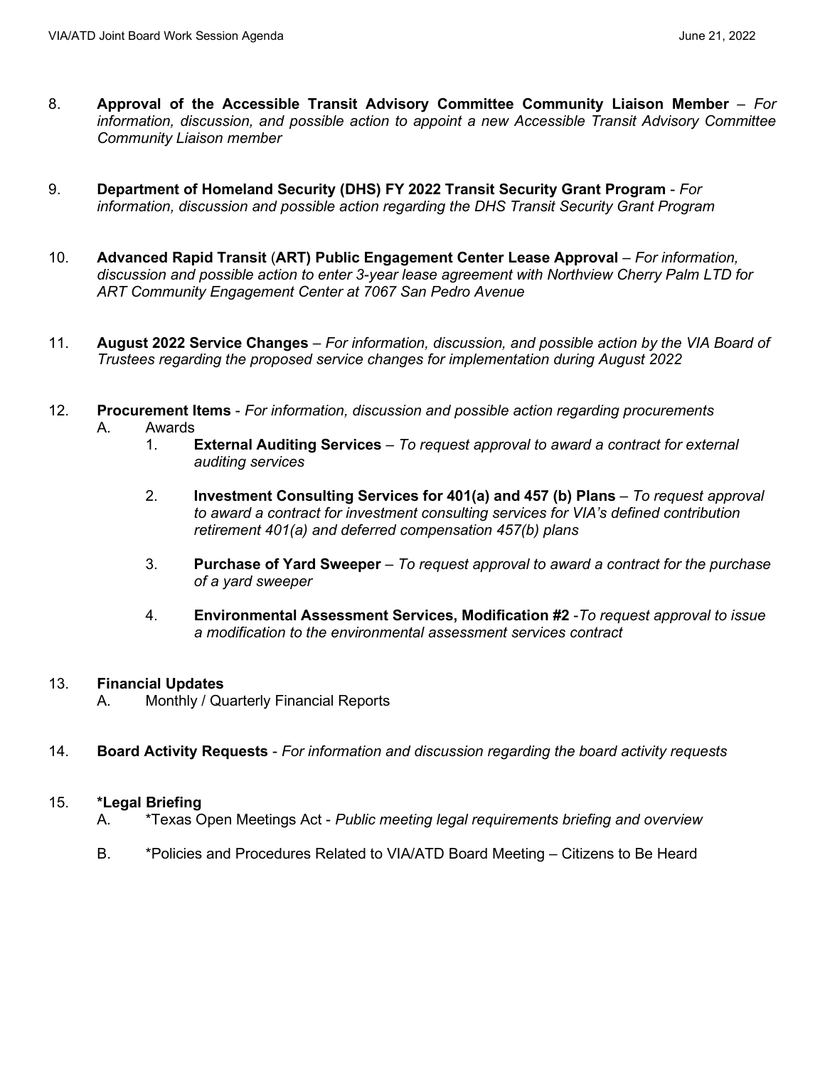8. **Approval of the Accessible Transit Advisory Committee Community Liaison Member** – *For information, discussion, and possible action to appoint a new Accessible Transit Advisory Committee Community Liaison member*

9. **Department of Homeland Security (DHS) FY 2022 Transit Security Grant Program** - *For information, discussion and possible action regarding the DHS Transit Security Grant Program*

10. **Advanced Rapid Transit** (**ART) Public Engagement Center Lease Approval** – *For information, discussion and possible action to enter 3-year lease agreement with Northview Cherry Palm LTD for ART Community Engagement Center at 7067 San Pedro Avenue*

11. **August 2022 Service Changes** – *For information, discussion, and possible action by the VIA Board of Trustees regarding the proposed service changes for implementation during August 2022*

12. **Procurement Items** - *For information, discussion and possible action regarding procurements*
    A. Awards
       1. **External Auditing Services** – *To request approval to award a contract for external auditing services*
       2. **Investment Consulting Services for 401(a) and 457 (b) Plans** – *To request approval to award a contract for investment consulting services for VIA's defined contribution retirement 401(a) and deferred compensation 457(b) plans*
       3. **Purchase of Yard Sweeper** – *To request approval to award a contract for the purchase of a yard sweeper*
       4. **Environmental Assessment Services, Modification #2** -*To request approval to issue a modification to the environmental assessment services contract*

13. **Financial Updates**
    A. Monthly / Quarterly Financial Reports

14. **Board Activity Requests** - *For information and discussion regarding the board activity requests*

15. ***Legal Briefing**
    A. *Texas Open Meetings Act - *Public meeting legal requirements briefing and overview*
    B. *Policies and Procedures Related to VIA/ATD Board Meeting – Citizens to Be Heard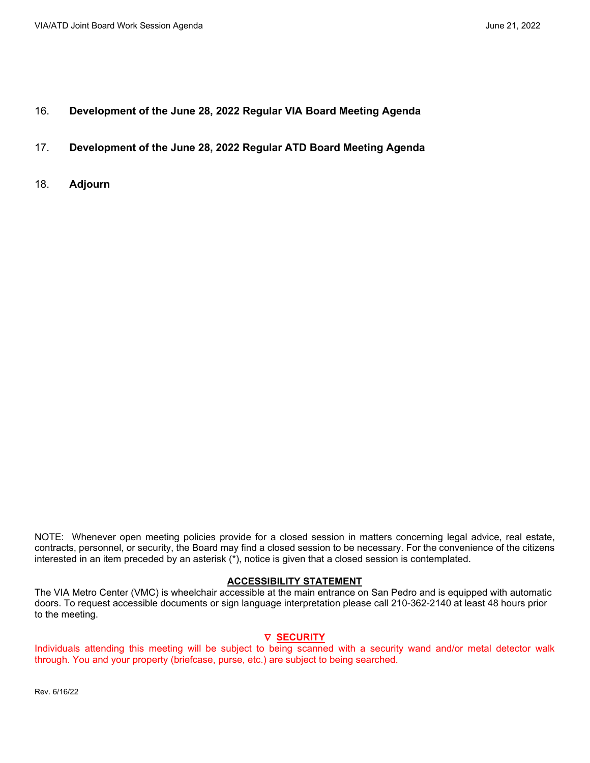16. **Development of the June 28, 2022 Regular VIA Board Meeting Agenda**

17. **Development of the June 28, 2022 Regular ATD Board Meeting Agenda**

18. **Adjourn**

NOTE: Whenever open meeting policies provide for a closed session in matters concerning legal advice, real estate, contracts, personnel, or security, the Board may find a closed session to be necessary. For the convenience of the citizens interested in an item preceded by an asterisk (*), notice is given that a closed session is contemplated.

**ACCESSIBILITY STATEMENT**

The VIA Metro Center (VMC) is wheelchair accessible at the main entrance on San Pedro and is equipped with automatic doors. To request accessible documents or sign language interpretation please call 210-362-2140 at least 48 hours prior to the meeting.

**∇ SECURITY**

Individuals attending this meeting will be subject to being scanned with a security wand and/or metal detector walk through. You and your property (briefcase, purse, etc.) are subject to being searched.

Rev. 6/16/22